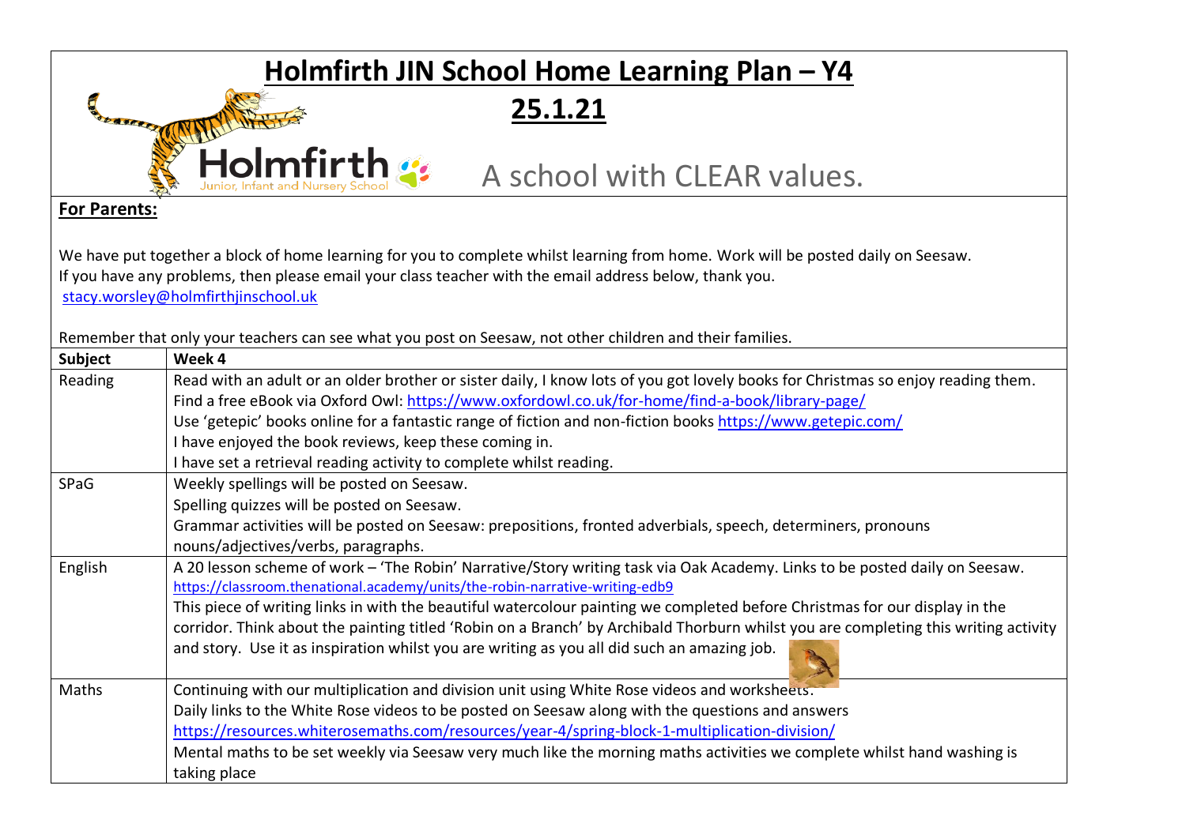# Holmfirth JIN School Home Learning Plan – Y4

## 25.1.21

Holmfirth Junior, Infant and Nursery School

A school with CLEAR values.

**For Parents:**

We have put together a block of home learning for you to complete whilst learning from home. Work will be posted daily on Seesaw.
If you have any problems, then please email your class teacher with the email address below, thank you.
stacy.worsley@holmfirthjinschool.uk

Remember that only your teachers can see what you post on Seesaw, not other children and their families.

| Subject | Week 4 |
|---|---|
| Reading | Read with an adult or an older brother or sister daily, I know lots of you got lovely books for Christmas so enjoy reading them.<br>Find a free eBook via Oxford Owl: https://www.oxfordowl.co.uk/for-home/find-a-book/library-page/<br>Use 'getepic' books online for a fantastic range of fiction and non-fiction books https://www.getepic.com/<br>I have enjoyed the book reviews, keep these coming in.<br>I have set a retrieval reading activity to complete whilst reading. |
| SPaG | Weekly spellings will be posted on Seesaw.<br>Spelling quizzes will be posted on Seesaw.<br>Grammar activities will be posted on Seesaw: prepositions, fronted adverbials, speech, determiners, pronouns nouns/adjectives/verbs, paragraphs. |
| English | A 20 lesson scheme of work – 'The Robin' Narrative/Story writing task via Oak Academy. Links to be posted daily on Seesaw.<br>https://classroom.thenational.academy/units/the-robin-narrative-writing-edb9<br>This piece of writing links in with the beautiful watercolour painting we completed before Christmas for our display in the corridor. Think about the painting titled 'Robin on a Branch' by Archibald Thorburn whilst you are completing this writing activity and story. Use it as inspiration whilst you are writing as you all did such an amazing job. |
| Maths | Continuing with our multiplication and division unit using White Rose videos and worksheets.<br>Daily links to the White Rose videos to be posted on Seesaw along with the questions and answers<br>https://resources.whiterosemaths.com/resources/year-4/spring-block-1-multiplication-division/<br>Mental maths to be set weekly via Seesaw very much like the morning maths activities we complete whilst hand washing is taking place |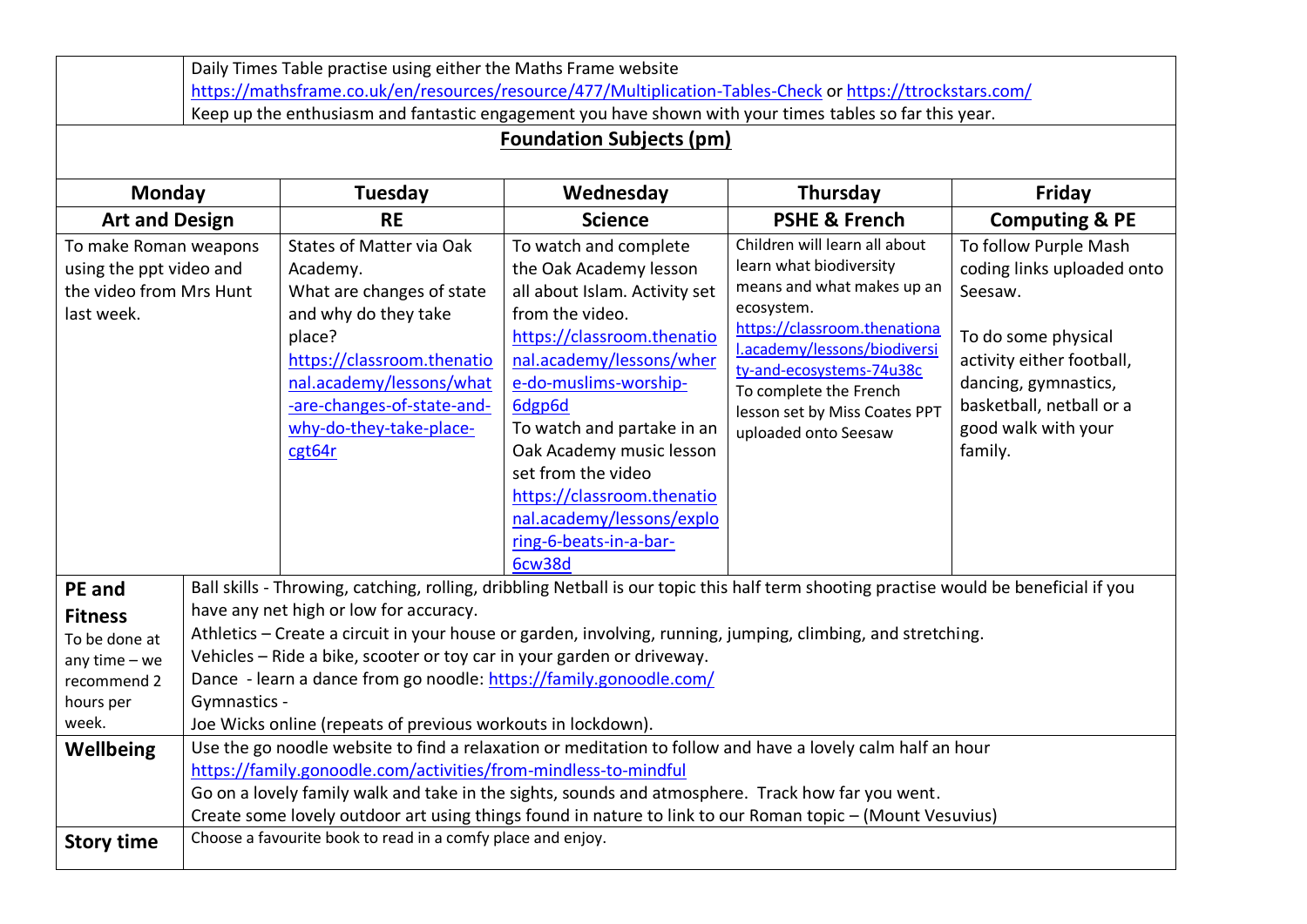| | |
|---|---|
| | Daily Times Table practise using either the Maths Frame website https://mathsframe.co.uk/en/resources/resource/477/Multiplication-Tables-Check or https://ttrockstars.com/ Keep up the enthusiasm and fantastic engagement you have shown with your times tables so far this year. |

## Foundation Subjects (pm)

| Monday | Tuesday | Wednesday | Thursday | Friday |
|---|---|---|---|---|
| **Art and Design** | **RE** | **Science** | **PSHE & French** | **Computing & PE** |
| To make Roman weapons using the ppt video and the video from Mrs Hunt last week. | States of Matter via Oak Academy. What are changes of state and why do they take place? https://classroom.thenational.academy/lessons/what-are-changes-of-state-and-why-do-they-take-place-cgt64r | To watch and complete the Oak Academy lesson all about Islam. Activity set from the video. https://classroom.thenational.academy/lessons/where-do-muslims-worship-6dgp6d To watch and partake in an Oak Academy music lesson set from the video https://classroom.thenational.academy/lessons/exploring-6-beats-in-a-bar-6cw38d | Children will learn all about learn what biodiversity means and what makes up an ecosystem. https://classroom.thenational.academy/lessons/biodiversity-and-ecosystems-74u38c To complete the French lesson set by Miss Coates PPT uploaded onto Seesaw | To follow Purple Mash coding links uploaded onto Seesaw.<br><br>To do some physical activity either football, dancing, gymnastics, basketball, netball or a good walk with your family. |

| | |
|---|---|
| **PE and Fitness** To be done at any time – we recommend 2 hours per week. | Ball skills - Throwing, catching, rolling, dribbling Netball is our topic this half term shooting practise would be beneficial if you have any net high or low for accuracy.<br>Athletics – Create a circuit in your house or garden, involving, running, jumping, climbing, and stretching.<br>Vehicles – Ride a bike, scooter or toy car in your garden or driveway.<br>Dance - learn a dance from go noodle: https://family.gonoodle.com/<br>Gymnastics -<br>Joe Wicks online (repeats of previous workouts in lockdown). |
| **Wellbeing** | Use the go noodle website to find a relaxation or meditation to follow and have a lovely calm half an hour https://family.gonoodle.com/activities/from-mindless-to-mindful<br>Go on a lovely family walk and take in the sights, sounds and atmosphere. Track how far you went.<br>Create some lovely outdoor art using things found in nature to link to our Roman topic – (Mount Vesuvius) |
| **Story time** | Choose a favourite book to read in a comfy place and enjoy. |